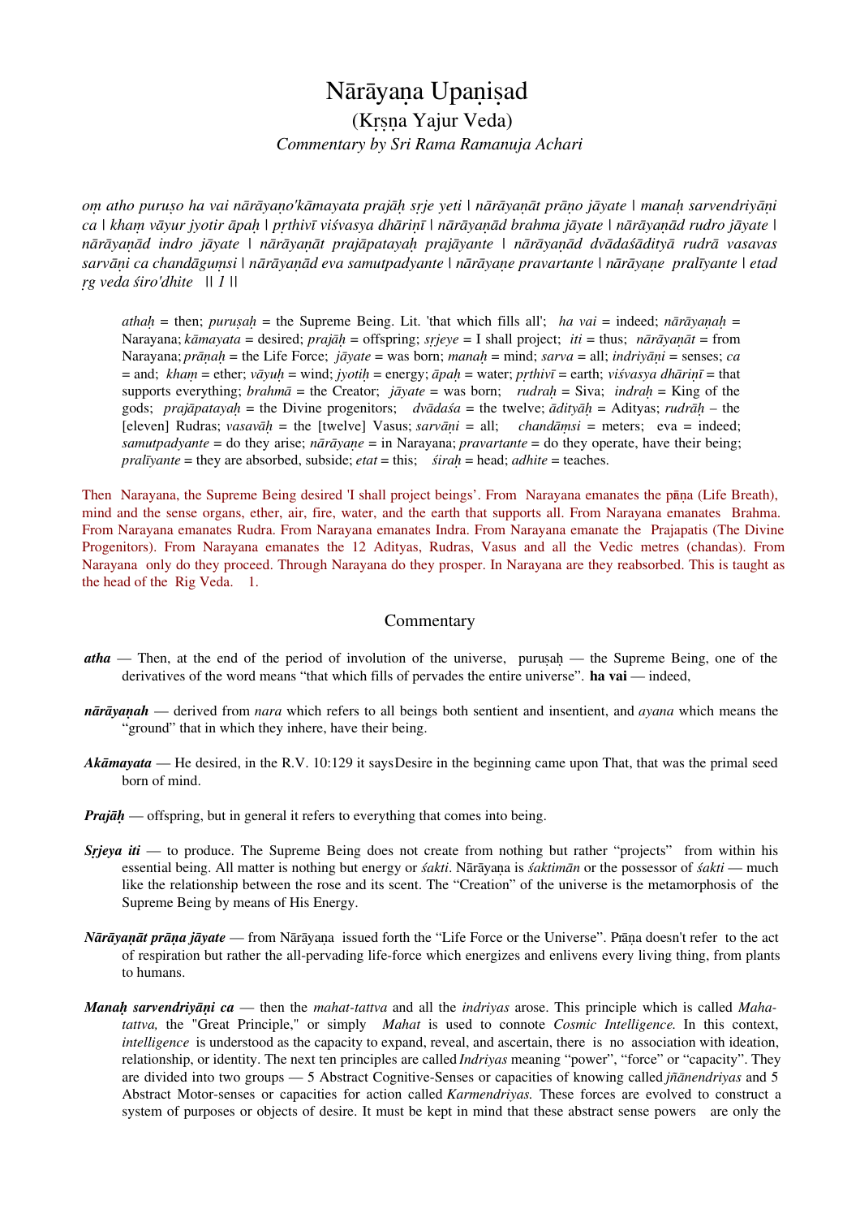# Nārāyaṇa Upaṇiṣad

## (Kṛṣṇa Yajur Veda)

### *Commentary by Sri Rama Ramanuja Achari*

*oṃ atho puruṣo ha vai nārāyaṇo'kāmayata prajāḥ sṛje yeti | nārāyaṇāt prāṇo jāyate | manaḥ sarvendriyāṇi ca | khaṃ vāyur jyotir āpaḥ | pṛthivī viśvasya dhāriṇī | nārāyaṇād brahma jāyate | nārāyaṇād rudro jāyate | nārāyaṇād indro jāyate | nārāyaṇāt prajāpatayaḥ prajāyante | nārāyaṇād dvādaśādityā rudrā vasavas sarvāṇi ca chandāguṃsi | nārāyaṇād eva samutpadyante | nārāyaṇe pravartante | nārāyaṇe pralīyante | etad ṛg veda śiro'dhite || 1 ||*

> *athaḥ* = then; *puruṣaḥ* = the Supreme Being. Lit. 'that which fills all'; *ha vai* = indeed; *nārāyaṇaḥ* = Narayana; *kāmayata* = desired; *prajāḥ* = offspring; *sṛjeye* = I shall project; *iti* = thus; *nārāyaṇāt* = from Narayana; *prāṇaḥ* = the Life Force; *jāyate* = was born; *manaḥ* = mind; *sarva* = all; *indriyāṇi* = senses; *ca* = and; *khaṃ* = ether; *vāyuḥ* = wind; *jyotiḥ* = energy; *āpaḥ* = water; *pṛthivī* = earth; *viśvasya dhāriṇī* = that supports everything; *brahmā* = the Creator; *jāyate* = was born; *rudraḥ* = Siva; *indraḥ* = King of the gods; *prajāpatayaḥ* = the Divine progenitors; *dvādaśa* = the twelve; *ādityāḥ* = Adityas; *rudrāḥ* – the [eleven] Rudras; *vasavāḥ* = the [twelve] Vasus; *sarvāṇi* = all; *chandāṃsi* = meters; eva = indeed; *samutpadyante* = do they arise; *nārāyaṇe* = in Narayana; *pravartante* = do they operate, have their being; *pralīyante* = they are absorbed, subside; *etat* = this; *śiraḥ* = head; *adhite* = teaches.

Then Narayana, the Supreme Being desired 'I shall project beings'. From Narayana emanates the pāṇa (Life Breath), mind and the sense organs, ether, air, fire, water, and the earth that supports all. From Narayana emanates Brahma. From Narayana emanates Rudra. From Narayana emanates Indra. From Narayana emanate the Prajapatis (The Divine Progenitors). From Narayana emanates the 12 Adityas, Rudras, Vasus and all the Vedic metres (chandas). From Narayana only do they proceed. Through Narayana do they prosper. In Narayana are they reabsorbed. This is taught as the head of the Rig Veda. 1.

## Commentary

***atha*** — Then, at the end of the period of involution of the universe, puruṣaḥ — the Supreme Being, one of the derivatives of the word means "that which fills of pervades the entire universe". **ha vai** — indeed,

***nārāyaṇah*** — derived from *nara* which refers to all beings both sentient and insentient, and *ayana* which means the "ground" that in which they inhere, have their being.

***Akāmayata*** — He desired, in the R.V. 10:129 it saysDesire in the beginning came upon That, that was the primal seed born of mind.

***Prajāḥ*** — offspring, but in general it refers to everything that comes into being.

***Sṛjeya iti*** — to produce. The Supreme Being does not create from nothing but rather "projects" from within his essential being. All matter is nothing but energy or *śakti*. Nārāyaṇa is *śaktimān* or the possessor of *śakti* — much like the relationship between the rose and its scent. The "Creation" of the universe is the metamorphosis of the Supreme Being by means of His Energy.

***Nārāyaṇāt prāṇa jāyate*** — from Nārāyaṇa issued forth the "Life Force or the Universe". Prāṇa doesn't refer to the act of respiration but rather the all-pervading life-force which energizes and enlivens every living thing, from plants to humans.

***Manaḥ sarvendriyāṇi ca*** — then the *mahat-tattva* and all the *indriyas* arose. This principle which is called *Maha-tattva,* the "Great Principle," or simply *Mahat* is used to connote *Cosmic Intelligence.* In this context, *intelligence* is understood as the capacity to expand, reveal, and ascertain, there is no association with ideation, relationship, or identity. The next ten principles are called *Indriyas* meaning "power", "force" or "capacity". They are divided into two groups — 5 Abstract Cognitive-Senses or capacities of knowing called *jñānendriyas* and 5 Abstract Motor-senses or capacities for action called *Karmendriyas.* These forces are evolved to construct a system of purposes or objects of desire. It must be kept in mind that these abstract sense powers are only the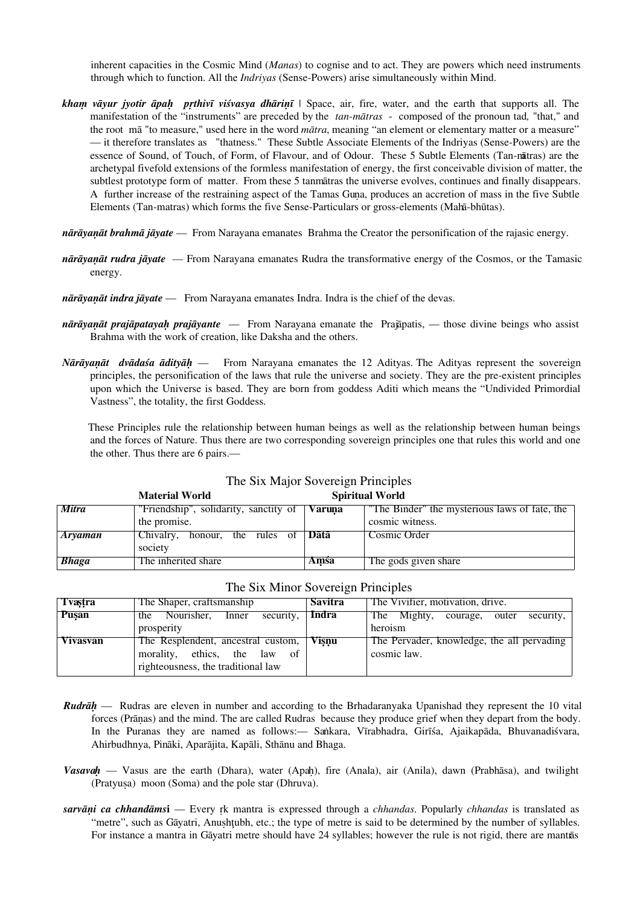inherent capacities in the Cosmic Mind (*Manas*) to cognise and to act. They are powers which need instruments through which to function. All the *Indriyas* (Sense-Powers) arise simultaneously within Mind.

***khaṃ vāyur jyotir āpaḥ pṛthivī viśvasya dhāriṇī*** | Space, air, fire, water, and the earth that supports all. The manifestation of the "instruments" are preceded by the *tan-mātras* - composed of the pronoun tad, "that," and the root mā "to measure," used here in the word *mātra*, meaning "an element or elementary matter or a measure" — it therefore translates as "thatness." These Subtle Associate Elements of the Indriyas (Sense-Powers) are the essence of Sound, of Touch, of Form, of Flavour, and of Odour. These 5 Subtle Elements (Tan-mātras) are the archetypal fivefold extensions of the formless manifestation of energy, the first conceivable division of matter, the subtlest prototype form of matter. From these 5 tanmātras the universe evolves, continues and finally disappears. A further increase of the restraining aspect of the Tamas Guṇa, produces an accretion of mass in the five Subtle Elements (Tan-matras) which forms the five Sense-Particulars or gross-elements (Mahā-bhūtas).

***nārāyaṇāt brahmā jāyate*** — From Narayana emanates Brahma the Creator the personification of the rajasic energy.

***nārāyaṇāt rudra jāyate*** — From Narayana emanates Rudra the transformative energy of the Cosmos, or the Tamasic energy.

***nārāyaṇāt indra jāyate*** — From Narayana emanates Indra. Indra is the chief of the devas.

***nārāyaṇāt prajāpatayaḥ prajāyante*** — From Narayana emanate the Prajāpatis, — those divine beings who assist Brahma with the work of creation, like Daksha and the others.

***Nārāyaṇāt dvādaśa ādityāḥ*** — From Narayana emanates the 12 Adityas. The Adityas represent the sovereign principles, the personification of the laws that rule the universe and society. They are the pre-existent principles upon which the Universe is based. They are born from goddess Aditi which means the "Undivided Primordial Vastness", the totality, the first Goddess.

These Principles rule the relationship between human beings as well as the relationship between human beings and the forces of Nature. Thus there are two corresponding sovereign principles one that rules this world and one the other. Thus there are 6 pairs.—

The Six Major Sovereign Principles

| | Material World | Spiritual World | |
|---|---|---|---|
| ***Mitra*** | "Friendship", solidarity, sanctity of the promise. | **Varuṇa** | "The Binder" the mysterious laws of fate, the cosmic witness. |
| ***Aryaman*** | Chivalry, honour, the rules of society | **Dātā** | Cosmic Order |
| ***Bhaga*** | The inherited share | **Aṃśa** | The gods given share |

The Six Minor Sovereign Principles

| | | | |
|---|---|---|---|
| **Tvaṣṭra** | The Shaper, craftsmanship | **Savitra** | The Vivifier, motivation, drive. |
| **Puṣan** | the Nourisher, Inner security, prosperity | **Indra** | The Mighty, courage, outer security, heroism |
| **Vivasvan** | The Resplendent, ancestral custom, morality, ethics, the law of righteousness, the traditional law | **Viṣṇu** | The Pervader, knowledge, the all pervading cosmic law. |

***Rudrāḥ*** — Rudras are eleven in number and according to the Brhadaranyaka Upanishad they represent the 10 vital forces (Prāṇas) and the mind. The are called Rudras because they produce grief when they depart from the body. In the Puranas they are named as follows:— Saṅkara, Vīrabhadra, Girīśa, Ajaikapāda, Bhuvanadiśvara, Ahirbudhnya, Pināki, Aparājita, Kapāli, Sthānu and Bhaga.

***Vasavaḥ*** — Vasus are the earth (Dhara), water (Apaḥ), fire (Anala), air (Anila), dawn (Prabhāsa), and twilight (Pratyuṣa) moon (Soma) and the pole star (Dhruva).

***sarvāṇi ca chhandāmsi*** — Every ṛk mantra is expressed through a *chhandas*. Popularly *chhandas* is translated as "metre", such as Gāyatri, Anuṣhṭubh, etc.; the type of metre is said to be determined by the number of syllables. For instance a mantra in Gāyatri metre should have 24 syllables; however the rule is not rigid, there are mantrās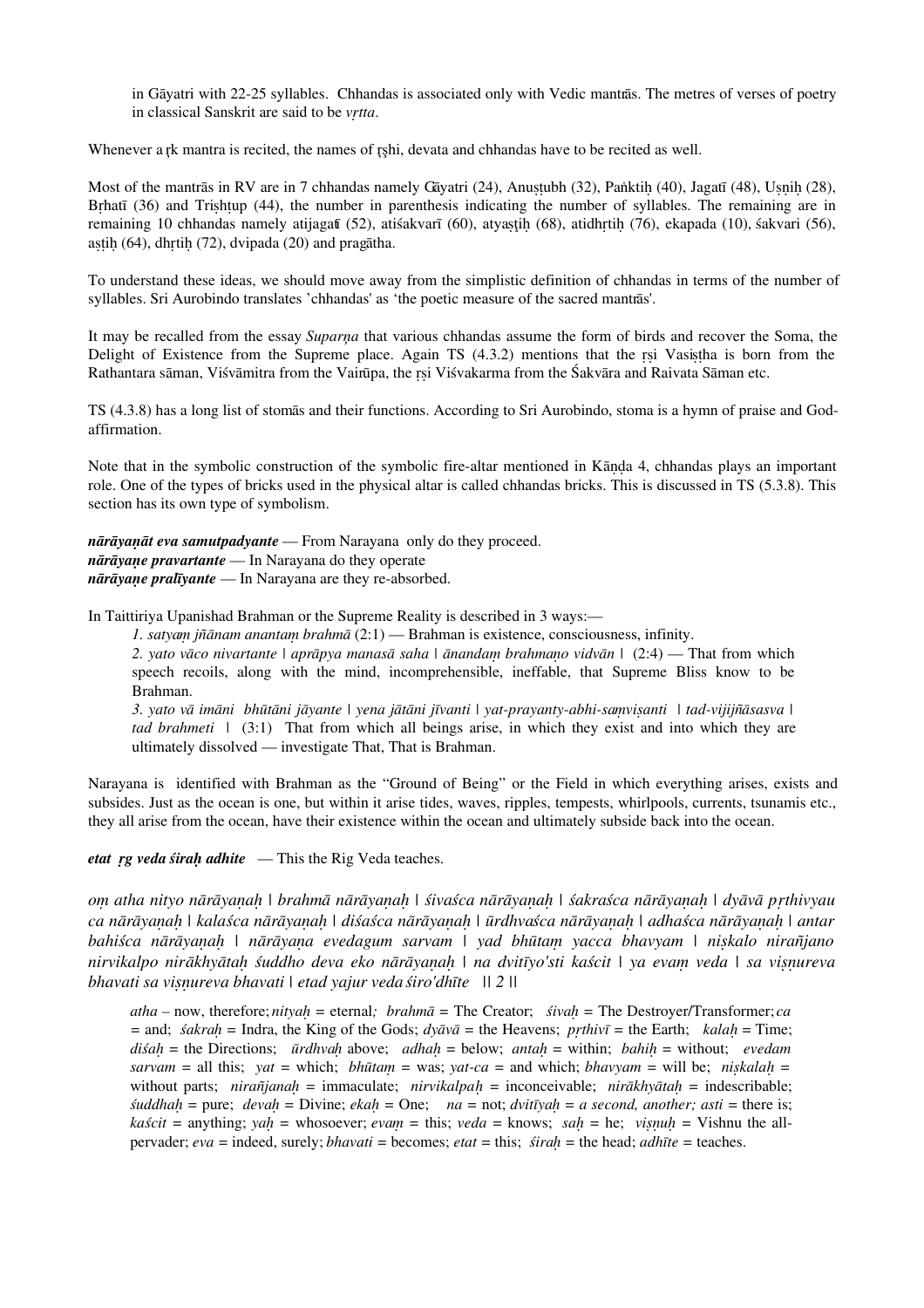in Gāyatri with 22-25 syllables. Chhandas is associated only with Vedic mantrās. The metres of verses of poetry in classical Sanskrit are said to be *vṛtta*.

Whenever a ṛk mantra is recited, the names of ṛṣhi, devata and chhandas have to be recited as well.

Most of the mantrās in RV are in 7 chhandas namely Gāyatri (24), Anuṣṭubh (32), Paṅktiḥ (40), Jagatī (48), Uṣṇiḥ (28), Bṛhatī (36) and Triṣhṭup (44), the number in parenthesis indicating the number of syllables. The remaining are in remaining 10 chhandas namely atijagatī (52), atiśakvarī (60), atyaṣṭiḥ (68), atidhṛtiḥ (76), ekapada (10), śakvari (56), aṣṭiḥ (64), dhṛtiḥ (72), dvipada (20) and pragātha.

To understand these ideas, we should move away from the simplistic definition of chhandas in terms of the number of syllables. Sri Aurobindo translates 'chhandas' as 'the poetic measure of the sacred mantrās'.

It may be recalled from the essay *Suparṇa* that various chhandas assume the form of birds and recover the Soma, the Delight of Existence from the Supreme place. Again TS (4.3.2) mentions that the ṛṣi Vasiṣṭha is born from the Rathantara sāman, Viśvāmitra from the Vairūpa, the ṛṣi Viśvakarma from the Śakvāra and Raivata Sāman etc.

TS (4.3.8) has a long list of stomās and their functions. According to Sri Aurobindo, stoma is a hymn of praise and God-affirmation.

Note that in the symbolic construction of the symbolic fire-altar mentioned in Kāṇḍa 4, chhandas plays an important role. One of the types of bricks used in the physical altar is called chhandas bricks. This is discussed in TS (5.3.8). This section has its own type of symbolism.

***nārāyaṇāt eva samutpadyante*** — From Narayana only do they proceed.
***nārāyaṇe pravartante*** — In Narayana do they operate
***nārāyaṇe pralīyante*** — In Narayana are they re-absorbed.

In Taittiriya Upanishad Brahman or the Supreme Reality is described in 3 ways:—

> *1. satyaṃ jñānam anantaṃ brahmā* (2:1) — Brahman is existence, consciousness, infinity.
>
> *2. yato vāco nivartante | aprāpya manasā saha | ānandaṃ brahmaṇo vidvān |* (2:4) — That from which speech recoils, along with the mind, incomprehensible, ineffable, that Supreme Bliss know to be Brahman.
>
> *3. yato vā imāni bhūtāni jāyante | yena jātāni jīvanti | yat-prayanty-abhi-saṃviṣanti | tad-vijijñāsasva | tad brahmeti |* (3:1) That from which all beings arise, in which they exist and into which they are ultimately dissolved — investigate That, That is Brahman.

Narayana is identified with Brahman as the "Ground of Being" or the Field in which everything arises, exists and subsides. Just as the ocean is one, but within it arise tides, waves, ripples, tempests, whirlpools, currents, tsunamis etc., they all arise from the ocean, have their existence within the ocean and ultimately subside back into the ocean.

***etat ṛg veda śiraḥ adhite*** — This the Rig Veda teaches.

*oṃ atha nityo nārāyaṇaḥ | brahmā nārāyaṇaḥ | śivaśca nārāyaṇaḥ | śakraśca nārāyaṇaḥ | dyāvā pṛthivyau ca nārāyaṇaḥ | kalaśca nārāyaṇaḥ | diśaśca nārāyaṇaḥ | ūrdhvaśca nārāyaṇaḥ | adhaśca nārāyaṇaḥ | antar bahiśca nārāyaṇaḥ | nārāyaṇa evedagum sarvam | yad bhūtaṃ yacca bhavyam | niṣkalo nirañjano nirvikalpo nirākhyātaḥ śuddho deva eko nārāyaṇaḥ | na dvitīyo'sti kaścit | ya evaṃ veda | sa viṣṇureva bhavati sa viṣṇureva bhavati | etad yajur veda śiro'dhīte || 2 ||*

> *atha* – now, therefore; *nityaḥ* = eternal*; brahmā* = The Creator; *śivaḥ* = The Destroyer/Transformer; *ca* = and; *śakraḥ* = Indra, the King of the Gods; *dyāvā* = the Heavens; *pṛthivī* = the Earth; *kalaḥ* = Time; *diśaḥ* = the Directions; *ūrdhvaḥ* above; *adhaḥ* = below; *antaḥ* = within; *bahiḥ* = without; *evedam sarvam* = all this; *yat* = which; *bhūtaṃ* = was; *yat-ca* = and which; *bhavyam* = will be; *niṣkalaḥ* = without parts; *nirañjanaḥ* = immaculate; *nirvikalpaḥ* = inconceivable; *nirākhyātaḥ* = indescribable; *śuddhaḥ* = pure; *devaḥ* = Divine; *ekaḥ* = One; *na* = not; *dvitīyaḥ* = *a second, another; asti* = there is; *kaścit* = anything; *yaḥ* = whosoever; *evaṃ* = this; *veda* = knows; *saḥ* = he; *viṣṇuḥ* = Vishnu the all-pervader; *eva* = indeed, surely; *bhavati* = becomes; *etat* = this; *śiraḥ* = the head; *adhīte* = teaches.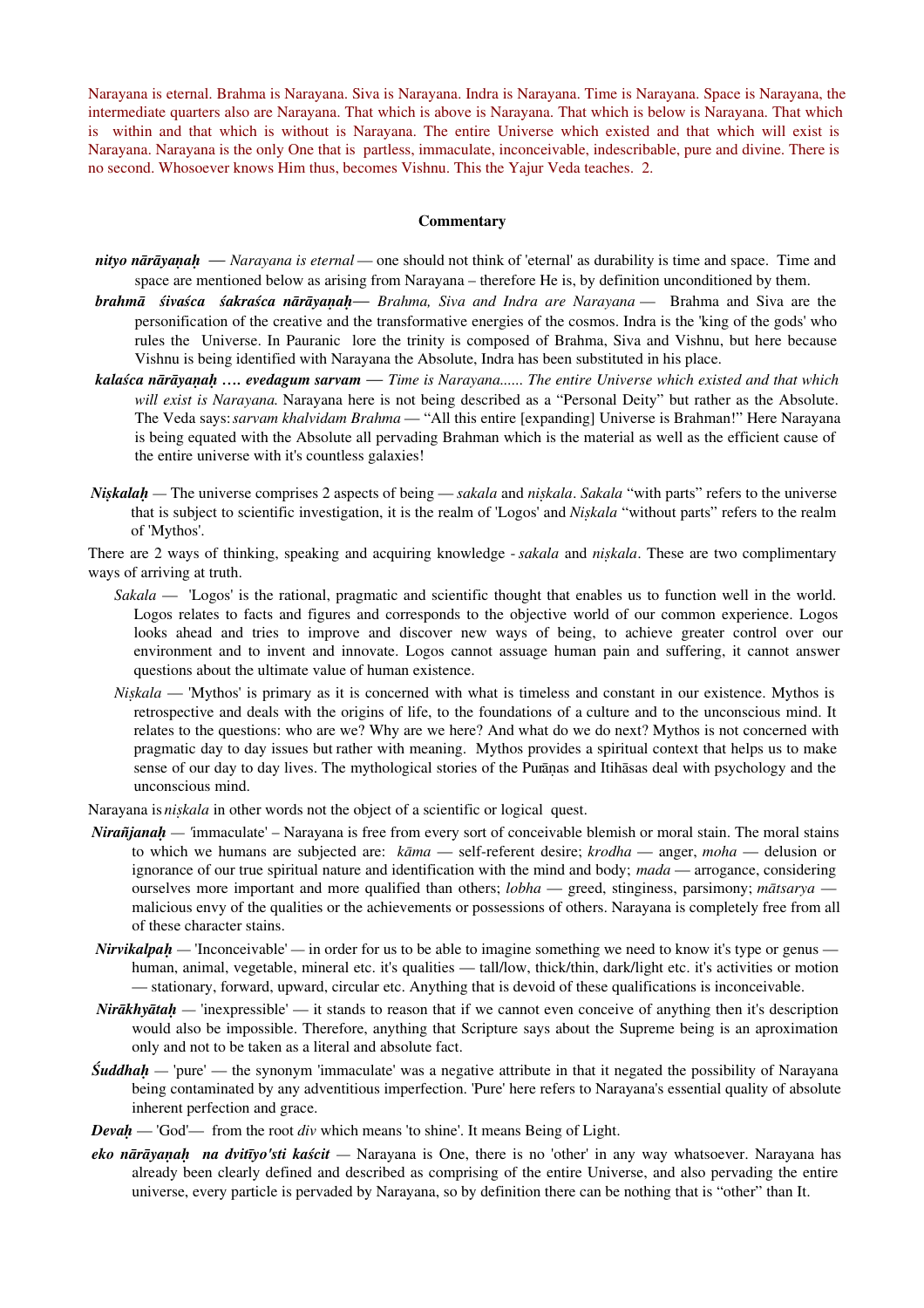Narayana is eternal. Brahma is Narayana. Siva is Narayana. Indra is Narayana. Time is Narayana. Space is Narayana, the intermediate quarters also are Narayana. That which is above is Narayana. That which is below is Narayana. That which is within and that which is without is Narayana. The entire Universe which existed and that which will exist is Narayana. Narayana is the only One that is partless, immaculate, inconceivable, indescribable, pure and divine. There is no second. Whosoever knows Him thus, becomes Vishnu. This the Yajur Veda teaches. 2.

### Commentary

***nityo nārāyaṇaḥ*** — *Narayana is eternal* — one should not think of 'eternal' as durability is time and space. Time and space are mentioned below as arising from Narayana – therefore He is, by definition unconditioned by them.

***brahmā śivaśca śakraśca nārāyaṇaḥ*** — *Brahma, Siva and Indra are Narayana* — Brahma and Siva are the personification of the creative and the transformative energies of the cosmos. Indra is the 'king of the gods' who rules the Universe. In Pauranic lore the trinity is composed of Brahma, Siva and Vishnu, but here because Vishnu is being identified with Narayana the Absolute, Indra has been substituted in his place.

***kalaśca nārāyaṇaḥ …. evedagum sarvam*** — *Time is Narayana...... The entire Universe which existed and that which will exist is Narayana.* Narayana here is not being described as a "Personal Deity" but rather as the Absolute. The Veda says: *sarvam khalvidam Brahma* — "All this entire [expanding] Universe is Brahman!" Here Narayana is being equated with the Absolute all pervading Brahman which is the material as well as the efficient cause of the entire universe with it's countless galaxies!

***Niṣkalaḥ*** — The universe comprises 2 aspects of being — *sakala* and *niṣkala*. *Sakala* "with parts" refers to the universe that is subject to scientific investigation, it is the realm of 'Logos' and *Niṣkala* "without parts" refers to the realm of 'Mythos'.

There are 2 ways of thinking, speaking and acquiring knowledge - *sakala* and *niṣkala*. These are two complimentary ways of arriving at truth.

*Sakala* — 'Logos' is the rational, pragmatic and scientific thought that enables us to function well in the world. Logos relates to facts and figures and corresponds to the objective world of our common experience. Logos looks ahead and tries to improve and discover new ways of being, to achieve greater control our environment and to invent and innovate. Logos cannot assuage human pain and suffering, it cannot answer questions about the ultimate value of human existence.

*Niṣkala* — 'Mythos' is primary as it is concerned with what is timeless and constant in our existence. Mythos is retrospective and deals with the origins of life, to the foundations of a culture and to the unconscious mind. It relates to the questions: who are we? Why are we here? And what do we do next? Mythos is not concerned with pragmatic day to day issues but rather with meaning. Mythos provides a spiritual context that helps us to make sense of our day to day lives. The mythological stories of the Purāṇas and Itihāsas deal with psychology and the unconscious mind.

Narayana is *niṣkala* in other words not the object of a scientific or logical quest.

***Nirañjanaḥ*** — 'immaculate' – Narayana is free from every sort of conceivable blemish or moral stain. The moral stains to which we humans are subjected are: *kāma* — self-referent desire; *krodha* — anger, *moha* — delusion or ignorance of our true spiritual nature and identification with the mind and body; *mada* — arrogance, considering ourselves more important and more qualified than others; *lobha* — greed, stinginess, parsimony; *mātsarya* — malicious envy of the qualities or the achievements or possessions of others. Narayana is completely free from all of these character stains.

***Nirvikalpaḥ*** — 'Inconceivable' — in order for us to be able to imagine something we need to know it's type or genus — human, animal, vegetable, mineral etc. it's qualities — tall/low, thick/thin, dark/light etc. it's activities or motion — stationary, forward, upward, circular etc. Anything that is devoid of these qualifications is inconceivable.

***Nirākhyātaḥ*** — 'inexpressible' — it stands to reason that if we cannot even conceive of anything then it's description would also be impossible. Therefore, anything that Scripture says about the Supreme being is an aproximation only and not to be taken as a literal and absolute fact.

***Śuddhaḥ*** — 'pure' — the synonym 'immaculate' was a negative attribute in that it negated the possibility of Narayana being contaminated by any adventitious imperfection. 'Pure' here refers to Narayana's essential quality of absolute inherent perfection and grace.

***Devaḥ*** — 'God'— from the root *div* which means 'to shine'. It means Being of Light.

***eko nārāyaṇaḥ na dvitīyo'sti kaścit*** — Narayana is One, there is no 'other' in any way whatsoever. Narayana has already been clearly defined and described as comprising of the entire Universe, and also pervading the entire universe, every particle is pervaded by Narayana, so by definition there can be nothing that is "other" than It.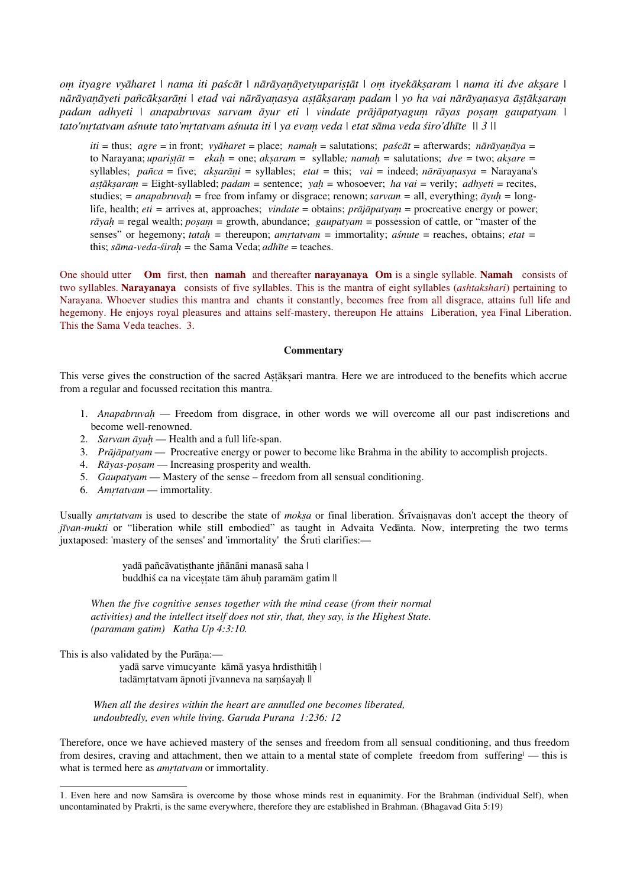*oṃ ityagre vyāharet | nama iti paścāt | nārāyaṇāyetyupariṣṭāt | oṃ ityekākṣaram | nama iti dve akṣare | nārāyaṇāyeti pañcākṣarāṇi | etad vai nārāyaṇasya aṣṭākṣaraṃ padam | yo ha vai nārāyaṇasya āṣṭākṣaraṃ padam adhyeti | anapabruvas sarvam āyur eti | vindate prājāpatyaguṃ rāyas poṣaṃ gaupatyam | tato'mṛtatvam aśnute tato'mṛtatvam aśnuta iti | ya evaṃ veda | etat sāma veda śiro'dhīte || 3 ||*

> *iti* = thus; *agre* = in front; *vyāharet* = place; *namaḥ* = salutations; *paścāt* = afterwards; *nārāyaṇāya* = to Narayana; *upariṣṭāt* = *ekaḥ* = one; *akṣaram* = syllable*; namaḥ* = salutations; *dve* = two; *akṣare* = syllables; *pañca* = five; *akṣarāṇi* = syllables; *etat* = this; *vai* = indeed; *nārāyaṇasya* = Narayana's *aṣṭākṣaraṃ* = Eight-syllabled; *padam* = sentence; *yaḥ* = whosoever; *ha vai* = verily; *adhyeti* = recites, studies; = *anapabruvaḥ* = free from infamy or disgrace; renown; *sarvam* = all, everything; *āyuḥ* = long-life, health; *eti* = arrives at, approaches; *vindate* = obtains; *prājāpatyaṃ* = procreative energy or power; *rāyaḥ* = regal wealth; *poṣaṃ* = growth, abundance; *gaupatyam* = possession of cattle, or "master of the senses" or hegemony; *tataḥ* = thereupon; *amṛtatvam* = immortality; *aśnute* = reaches, obtains; *etat* = this; *sāma-veda-śiraḥ* = the Sama Veda; *adhīte* = teaches.

One should utter **Om** first, then **namah** and thereafter **narayanaya**. **Om** is a single syllable. **Namah** consists of two syllables. **Narayanaya** consists of five syllables. This is the mantra of eight syllables (*ashtakshari*) pertaining to Narayana. Whoever studies this mantra and chants it constantly, becomes free from all disgrace, attains full life and hegemony. He enjoys royal pleasures and attains self-mastery, thereupon He attains Liberation, yea Final Liberation. This the Sama Veda teaches. 3.

### Commentary

This verse gives the construction of the sacred Aṣṭākṣari mantra. Here we are introduced to the benefits which accrue from a regular and focussed recitation this mantra.

1. *Anapabruvaḥ* — Freedom from disgrace, in other words we will overcome all our past indiscretions and become well-renowned.
2. *Sarvam āyuḥ* — Health and a full life-span.
3. *Prājāpatyam* — Procreative energy or power to become like Brahma in the ability to accomplish projects.
4. *Rāyas-poṣam* — Increasing prosperity and wealth.
5. *Gaupatyam* — Mastery of the sense – freedom from all sensual conditioning.
6. *Amṛtatvam* — immortality.

Usually *amṛtatvam* is used to describe the state of *mokṣa* or final liberation. Śrīvaiṣṇavas don't accept the theory of *jīvan-mukti* or "liberation while still embodied" as taught in Advaita Vedānta. Now, interpreting the two terms juxtaposed: 'mastery of the senses' and 'immortality' the Śruti clarifies:—

> yadā pañcāvatiṣṭhante jñānāni manasā saha |
> buddhiś ca na viceṣṭate tām āhuḥ paramām gatim ||

> *When the five cognitive senses together with the mind cease (from their normal activities) and the intellect itself does not stir, that, they say, is the Highest State. (paramam gatim) Katha Up 4:3:10.*

This is also validated by the Purāṇa:—

> yadā sarve vimucyante kāmā yasya hrdisthitāḥ |
> tadāmṛtatvam āpnoti jīvanneva na saṃśayaḥ ||

> *When all the desires within the heart are annulled one becomes liberated, undoubtedly, even while living. Garuda Purana 1:236: 12*

Therefore, once we have achieved mastery of the senses and freedom from all sensual conditioning, and thus freedom from desires, craving and attachment, then we attain to a mental state of complete freedom from suffering[1] — this is what is termed here as *amṛtatvam* or immortality.

---

1. Even here and now Samsāra is overcome by those whose minds rest in equanimity. For the Brahman (individual Self), when uncontaminated by Prakrti, is the same everywhere, therefore they are established in Brahman. (Bhagavad Gita 5:19)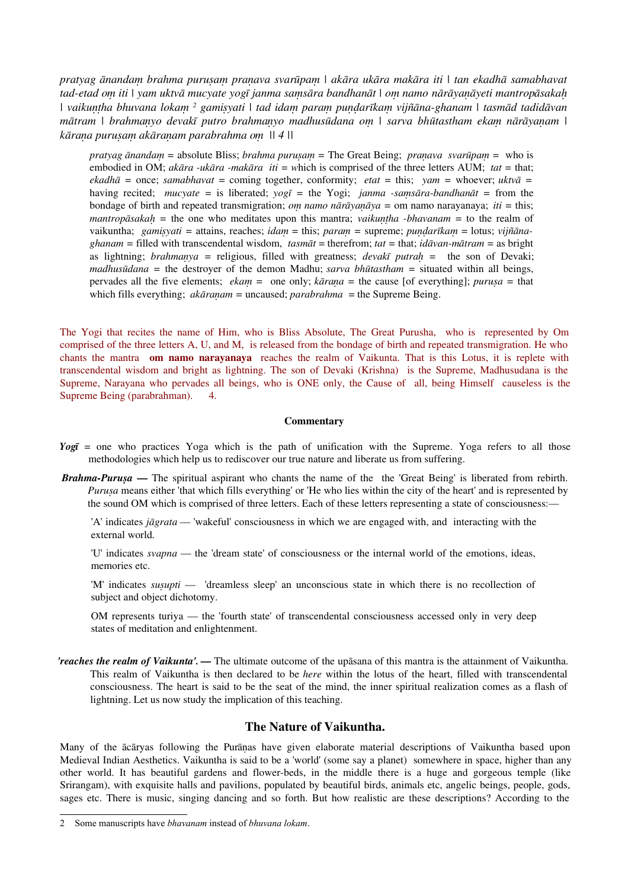*pratyag ānandaṃ brahma puruṣaṃ praṇava svarūpaṃ | akāra ukāra makāra iti | tan ekadhā samabhavat tad-etad oṃ iti | yam uktvā mucyate yogī janma saṃsāra bandhanāt | oṃ namo nārāyaṇāyeti mantropāsakaḥ | vaikuṇṭha bhuvana lokaṃ [2] gamiṣyati | tad idaṃ paraṃ puṇḍarīkaṃ vijñāna-ghanam | tasmād tadidāvan mātram | brahmaṇyo devakī putro brahmaṇyo madhusūdana oṃ | sarva bhūtastham ekaṃ nārāyaṇam | kāraṇa puruṣaṃ akāraṇam parabrahma oṃ || 4 ||*

> *pratyag ānandaṃ* = absolute Bliss; *brahma puruṣaṃ* = The Great Being; *praṇava svarūpaṃ* = who is embodied in OM; *akāra -ukāra -makāra iti* = which is comprised of the three letters AUM; *tat* = that; *ekadhā* = once; *samabhavat* = coming together, conformity; *etat* = this; *yam* = whoever; *uktvā* = having recited; *mucyate* = is liberated; *yogī* = the Yogi; *janma -saṃsāra-bandhanāt* = from the bondage of birth and repeated transmigration; *oṃ namo nārāyaṇāya* = om namo narayanaya; *iti* = this; *mantropāsakaḥ* = the one who meditates upon this mantra; *vaikuṇṭha -bhavanam* = to the realm of vaikuntha; *gamiṣyati* = attains, reaches; *idaṃ* = this; *paraṃ* = supreme; *puṇḍarīkaṃ* = lotus; *vijñāna-ghanam* = filled with transcendental wisdom, *tasmāt* = therefrom; *tat* = that; *idāvan-mātram* = as bright as lightning; *brahmaṇya* = religious, filled with greatness; *devakī putraḥ* = the son of Devaki; *madhusūdana* = the destroyer of the demon Madhu; *sarva bhūtastham* = situated within all beings, pervades all the five elements; *ekaṃ* = one only; *kāraṇa* = the cause [of everything]; *puruṣa* = that which fills everything; *akāraṇam* = uncaused; *parabrahma* = the Supreme Being.

The Yogi that recites the name of Him, who is Bliss Absolute, The Great Purusha, who is represented by Om comprised of the three letters A, U, and M, is released from the bondage of birth and repeated transmigration. He who chants the mantra **om namo narayanaya** reaches the realm of Vaikunta. That is this Lotus, it is replete with transcendental wisdom and bright as lightning. The son of Devaki (Krishna) is the Supreme, Madhusudana is the Supreme, Narayana who pervades all beings, who is ONE only, the Cause of all, being Himself causeless is the Supreme Being (parabrahman). 4.

**Commentary**

***Yogī*** = one who practices Yoga which is the path of unification with the Supreme. Yoga refers to all those methodologies which help us to rediscover our true nature and liberate us from suffering.

***Brahma-Puruṣa* —** The spiritual aspirant who chants the name of the the 'Great Being' is liberated from rebirth. *Puruṣa* means either 'that which fills everything' or 'He who lies within the city of the heart' and is represented by the sound OM which is comprised of three letters. Each of these letters representing a state of consciousness:—

> 'A' indicates *jāgrata* — 'wakeful' consciousness in which we are engaged with, and interacting with the external world.
>
> 'U' indicates *svapna* — the 'dream state' of consciousness or the internal world of the emotions, ideas, memories etc.
>
> 'M' indicates *suṣupti* — 'dreamless sleep' an unconscious state in which there is no recollection of subject and object dichotomy.
>
> OM represents turiya — the 'fourth state' of transcendental consciousness accessed only in very deep states of meditation and enlightenment.

***'reaches the realm of Vaikunta'.* —** The ultimate outcome of the upāsana of this mantra is the attainment of Vaikuntha. This realm of Vaikuntha is then declared to be *here* within the lotus of the heart, filled with transcendental consciousness. The heart is said to be the seat of the mind, the inner spiritual realization comes as a flash of lightning. Let us now study the implication of this teaching.

## The Nature of Vaikuntha.

Many of the ācāryas following the Purāṇas have given elaborate material descriptions of Vaikuntha based upon Medieval Indian Aesthetics. Vaikuntha is said to be a 'world' (some say a planet) somewhere in space, higher than any other world. It has beautiful gardens and flower-beds, in the middle there is a huge and gorgeous temple (like Srirangam), with exquisite halls and pavilions, populated by beautiful birds, animals etc, angelic beings, people, gods, sages etc. There is music, singing dancing and so forth. But how realistic are these descriptions? According to the

2 Some manuscripts have *bhavanam* instead of *bhuvana lokam*.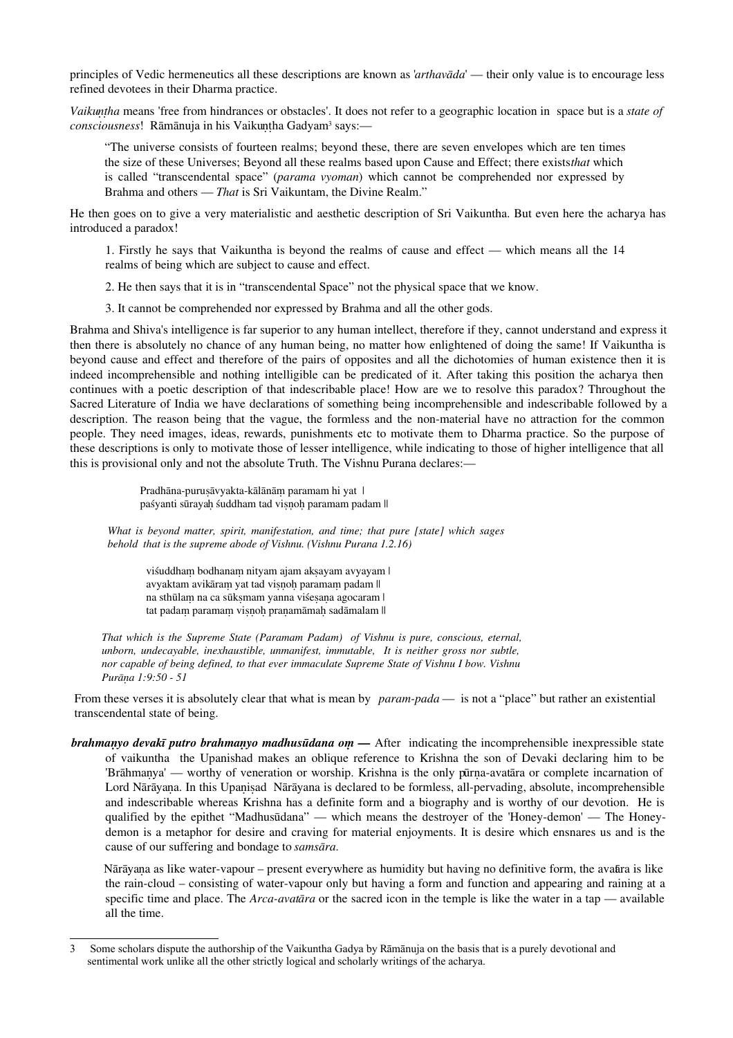principles of Vedic hermeneutics all these descriptions are known as '*arthavāda*' — their only value is to encourage less refined devotees in their Dharma practice.

*Vaikuṇṭha* means 'free from hindrances or obstacles'. It does not refer to a geographic location in space but is a *state of consciousness*! Rāmānuja in his Vaikuṇṭha Gadyam[3] says:—

> "The universe consists of fourteen realms; beyond these, there are seven envelopes which are ten times the size of these Universes; Beyond all these realms based upon Cause and Effect; there exists*that* which is called "transcendental space" (*parama vyoman*) which cannot be comprehended nor expressed by Brahma and others — *That* is Sri Vaikuntam, the Divine Realm."

He then goes on to give a very materialistic and aesthetic description of Sri Vaikuntha. But even here the acharya has introduced a paradox!

1. Firstly he says that Vaikuntha is beyond the realms of cause and effect — which means all the 14 realms of being which are subject to cause and effect.
2. He then says that it is in "transcendental Space" not the physical space that we know.
3. It cannot be comprehended nor expressed by Brahma and all the other gods.

Brahma and Shiva's intelligence is far superior to any human intellect, therefore if they, cannot understand and express it then there is absolutely no chance of any human being, no matter how enlightened of doing the same! If Vaikuntha is beyond cause and effect and therefore of the pairs of opposites and all the dichotomies of human existence then it is indeed incomprehensible and nothing intelligible can be predicated of it. After taking this position the acharya then continues with a poetic description of that indescribable place! How are we to resolve this paradox? Throughout the Sacred Literature of India we have declarations of something being incomprehensible and indescribable followed by a description. The reason being that the vague, the formless and the non-material have no attraction for the common people. They need images, ideas, rewards, punishments etc to motivate them to Dharma practice. So the purpose of these descriptions is only to motivate those of lesser intelligence, while indicating to those of higher intelligence that all this is provisional only and not the absolute Truth. The Vishnu Purana declares:—

> Pradhāna-puruṣāvyakta-kālānāṃ paramam hi yat |
> paśyanti sūrayaḥ śuddham tad viṣṇoḥ paramam padam ||

> *What is beyond matter, spirit, manifestation, and time; that pure [state] which sages behold that is the supreme abode of Vishnu. (Vishnu Purana 1.2.16)*

> viśuddhaṃ bodhanaṃ nityam ajam akṣayam avyayam |
> avyaktam avikāraṃ yat tad viṣṇoḥ paramaṃ padam ||
> na sthūlaṃ na ca sūkṣmam yanna viśeṣaṇa agocaram |
> tat padaṃ paramaṃ viṣṇoḥ praṇamāmaḥ sadāmalam ||

> *That which is the Supreme State (Paramam Padam) of Vishnu is pure, conscious, eternal, unborn, undecayable, inexhaustible, unmanifest, immutable, It is neither gross nor subtle, nor capable of being defined, to that ever immaculate Supreme State of Vishnu I bow. Vishnu Purāṇa 1:9:50 - 51*

From these verses it is absolutely clear that what is mean by *param-pada* — is not a "place" but rather an existential transcendental state of being.

***brahmaṇyo devakī putro brahmaṇyo madhusūdana oṃ —*** After indicating the incomprehensible inexpressible state of vaikuntha the Upanishad makes an oblique reference to Krishna the son of Devaki declaring him to be 'Brāhmaṇya' — worthy of veneration or worship. Krishna is the only pūrṇa-avatāra or complete incarnation of Lord Nārāyaṇa. In this Upaniṣad Nārāyana is declared to be formless, all-pervading, absolute, incomprehensible and indescribable whereas Krishna has a definite form and a biography and is worthy of our devotion. He is qualified by the epithet "Madhusūdana" — which means the destroyer of the 'Honey-demon' — The Honey-demon is a metaphor for desire and craving for material enjoyments. It is desire which ensnares us and is the cause of our suffering and bondage to *samsāra*.

Nārāyaṇa as like water-vapour – present everywhere as humidity but having no definitive form, the avatāra is like the rain-cloud – consisting of water-vapour only but having a form and function and appearing and raining at a specific time and place. The *Arca-avatāra* or the sacred icon in the temple is like the water in a tap — available all the time.

---

3 Some scholars dispute the authorship of the Vaikuntha Gadya by Rāmānuja on the basis that is a purely devotional and sentimental work unlike all the other strictly logical and scholarly writings of the acharya.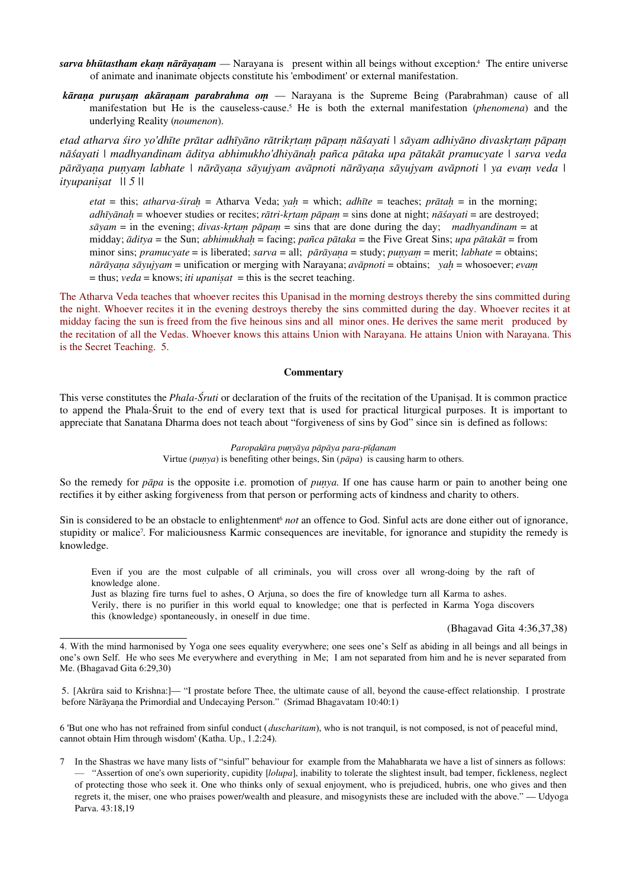***sarva bhūtastham ekaṃ nārāyaṇam*** — Narayana is present within all beings without exception.[4] The entire universe of animate and inanimate objects constitute his 'embodiment' or external manifestation.

***kāraṇa puruṣaṃ akāraṇam parabrahma oṃ*** — Narayana is the Supreme Being (Parabrahman) cause of all manifestation but He is the causeless-cause.[5] He is both the external manifestation (*phenomena*) and the underlying Reality (*noumenon*).

*etad atharva śiro yo'dhīte prātar adhīyāno rātrikṛtaṃ pāpaṃ nāśayati | sāyam adhiyāno divaskṛtaṃ pāpaṃ nāśayati | madhyandinam āditya abhimukho'dhiyānaḥ pañca pātaka upa pātakāt pramucyate | sarva veda pārāyaṇa puṇyaṃ labhate | nārāyaṇa sāyujyam avāpnoti nārāyaṇa sāyujyam avāpnoti | ya evaṃ veda | ityupaniṣat || 5 ||*

> *etat* = this; *atharva-śiraḥ* = Atharva Veda; *yaḥ* = which; *adhīte* = teaches; *prātaḥ* = in the morning; *adhīyānaḥ* = whoever studies or recites; *rātri-kṛtaṃ pāpaṃ* = sins done at night; *nāśayati* = are destroyed; *sāyam* = in the evening; *divas-kṛtaṃ pāpaṃ* = sins that are done during the day; *madhyandinam* = at midday; *āditya* = the Sun; *abhimukhaḥ* = facing; *pañca pātaka* = the Five Great Sins; *upa pātakāt* = from minor sins; *pramucyate* = is liberated; *sarva* = all; *pārāyaṇa* = study; *puṇyaṃ* = merit; *labhate* = obtains; *nārāyaṇa sāyujyam* = unification or merging with Narayana; *avāpnoti* = obtains; *yaḥ* = whosoever; *evaṃ* = thus; *veda* = knows; *iti upaniṣat* = this is the secret teaching.

The Atharva Veda teaches that whoever recites this Upanisad in the morning destroys thereby the sins committed during the night. Whoever recites it in the evening destroys thereby the sins committed during the day. Whoever recites it at midday facing the sun is freed from the five heinous sins and all minor ones. He derives the same merit produced by the recitation of all the Vedas. Whoever knows this attains Union with Narayana. He attains Union with Narayana. This is the Secret Teaching. 5.

**Commentary**

This verse constitutes the *Phala-Śruti* or declaration of the fruits of the recitation of the Upaniṣad. It is common practice to append the Phala-Śruit to the end of every text that is used for practical liturgical purposes. It is important to appreciate that Sanatana Dharma does not teach about "forgiveness of sins by God" since sin is defined as follows:

> *Paropakāra puṇyāya pāpāya para-pīḍanam*
> Virtue (*puṇya*) is benefiting other beings, Sin (*pāpa*) is causing harm to others.

So the remedy for *pāpa* is the opposite i.e. promotion of *puṇya.* If one has cause harm or pain to another being one rectifies it by either asking forgiveness from that person or performing acts of kindness and charity to others.

Sin is considered to be an obstacle to enlightenment[6] *not* an offence to God. Sinful acts are done either out of ignorance, stupidity or malice[7]. For maliciousness Karmic consequences are inevitable, for ignorance and stupidity the remedy is knowledge.

> Even if you are the most culpable of all criminals, you will cross over all wrong-doing by the raft of knowledge alone.
> Just as blazing fire turns fuel to ashes, O Arjuna, so does the fire of knowledge turn all Karma to ashes.
> Verily, there is no purifier in this world equal to knowledge; one that is perfected in Karma Yoga discovers this (knowledge) spontaneously, in oneself in due time.
>
> (Bhagavad Gita 4:36,37,38)

---

4. With the mind harmonised by Yoga one sees equality everywhere; one sees one's Self as abiding in all beings and all beings in one's own Self. He who sees Me everywhere and everything in Me; I am not separated from him and he is never separated from Me. (Bhagavad Gita 6:29,30)

5. [Akrūra said to Krishna:]— "I prostate before Thee, the ultimate cause of all, beyond the cause-effect relationship. I prostrate before Nārāyaṇa the Primordial and Undecaying Person." (Srimad Bhagavatam 10:40:1)

6 'But one who has not refrained from sinful conduct (*duscharitam*), who is not tranquil, is not composed, is not of peaceful mind, cannot obtain Him through wisdom' (Katha. Up., 1.2:24).

7 In the Shastras we have many lists of "sinful" behaviour for example from the Mahabharata we have a list of sinners as follows: — "Assertion of one's own superiority, cupidity [*lolupa*], inability to tolerate the slightest insult, bad temper, fickleness, neglect of protecting those who seek it. One who thinks only of sexual enjoyment, who is prejudiced, hubris, one who gives and then regrets it, the miser, one who praises power/wealth and pleasure, and misogynists these are included with the above." — Udyoga Parva. 43:18,19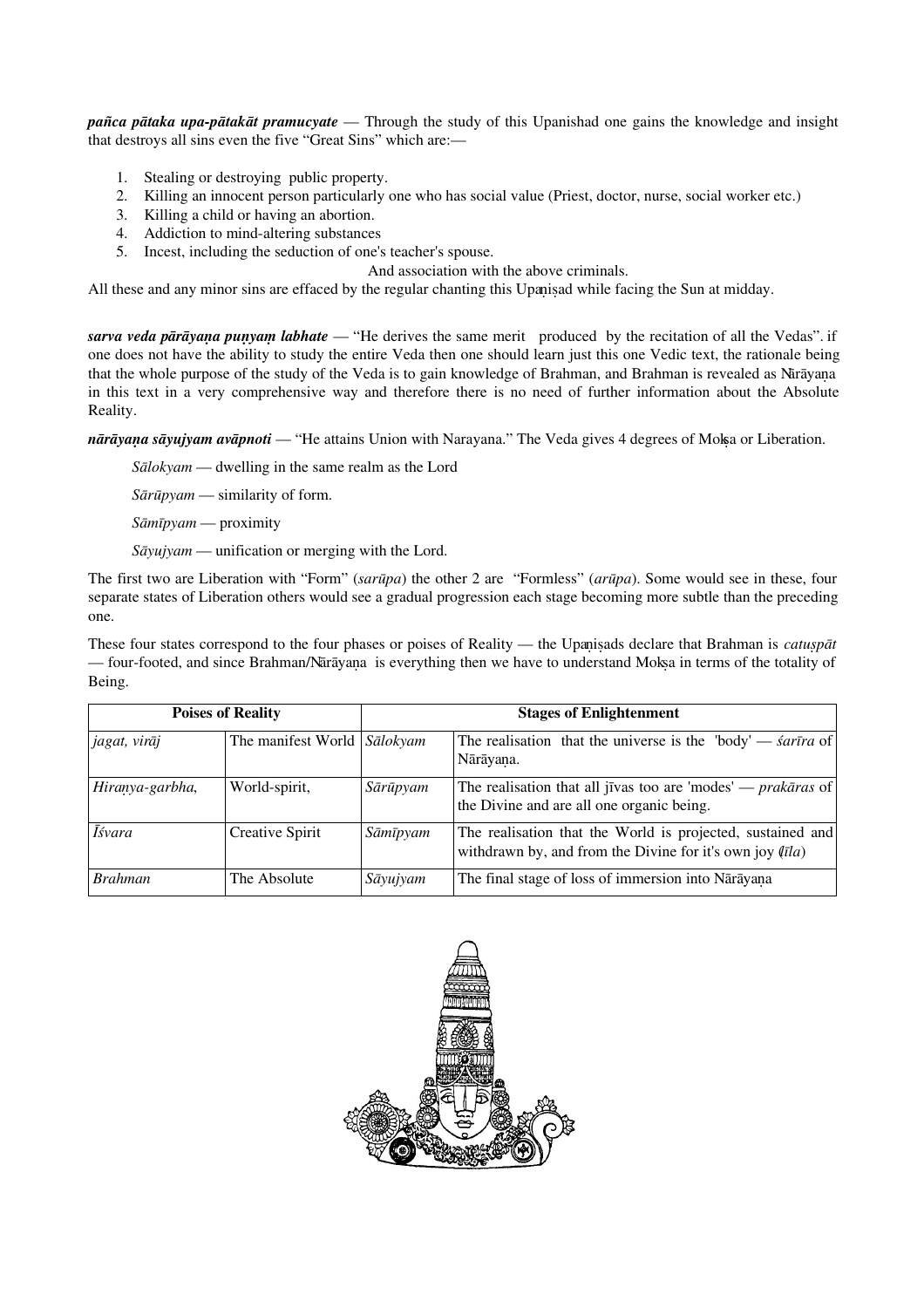***pañca pātaka upa-pātakāt pramucyate*** — Through the study of this Upanishad one gains the knowledge and insight that destroys all sins even the five "Great Sins" which are:—

1. Stealing or destroying public property.
2. Killing an innocent person particularly one who has social value (Priest, doctor, nurse, social worker etc.)
3. Killing a child or having an abortion.
4. Addiction to mind-altering substances
5. Incest, including the seduction of one's teacher's spouse.

And association with the above criminals.

All these and any minor sins are effaced by the regular chanting this Upaṇiṣad while facing the Sun at midday.

***sarva veda pārāyaṇa puṇyaṃ labhate*** — "He derives the same merit produced by the recitation of all the Vedas". if one does not have the ability to study the entire Veda then one should learn just this one Vedic text, the rationale being that the whole purpose of the study of the Veda is to gain knowledge of Brahman, and Brahman is revealed as Nārāyaṇa in this text in a very comprehensive way and therefore there is no need of further information about the Absolute Reality.

***nārāyaṇa sāyujyam avāpnoti*** — "He attains Union with Narayana." The Veda gives 4 degrees of Mokṣa or Liberation.

*Sālokyam* — dwelling in the same realm as the Lord

*Sārūpyam* — similarity of form.

*Sāmīpyam* — proximity

*Sāyujyam* — unification or merging with the Lord.

The first two are Liberation with "Form" (*sarūpa*) the other 2 are "Formless" (*arūpa*). Some would see in these, four separate states of Liberation others would see a gradual progression each stage becoming more subtle than the preceding one.

These four states correspond to the four phases or poises of Reality — the Upaṇiṣads declare that Brahman is *catuṣpāt* — four-footed, and since Brahman/Nārāyaṇa is everything then we have to understand Mokṣa in terms of the totality of Being.

| Poises of Reality | | Stages of Enlightenment | |
|---|---|---|---|
| *jagat, virāj* | The manifest World | *Sālokyam* | The realisation that the universe is the 'body' — *śarīra* of Nārāyaṇa. |
| *Hiraṇya-garbha*, | World-spirit, | *Sārūpyam* | The realisation that all jīvas too are 'modes' — *prakāras* of the Divine and are all one organic being. |
| *Īśvara* | Creative Spirit | *Sāmīpyam* | The realisation that the World is projected, sustained and withdrawn by, and from the Divine for it's own joy (*līla*) |
| *Brahman* | The Absolute | *Sāyujyam* | The final stage of loss of immersion into Nārāyaṇa |